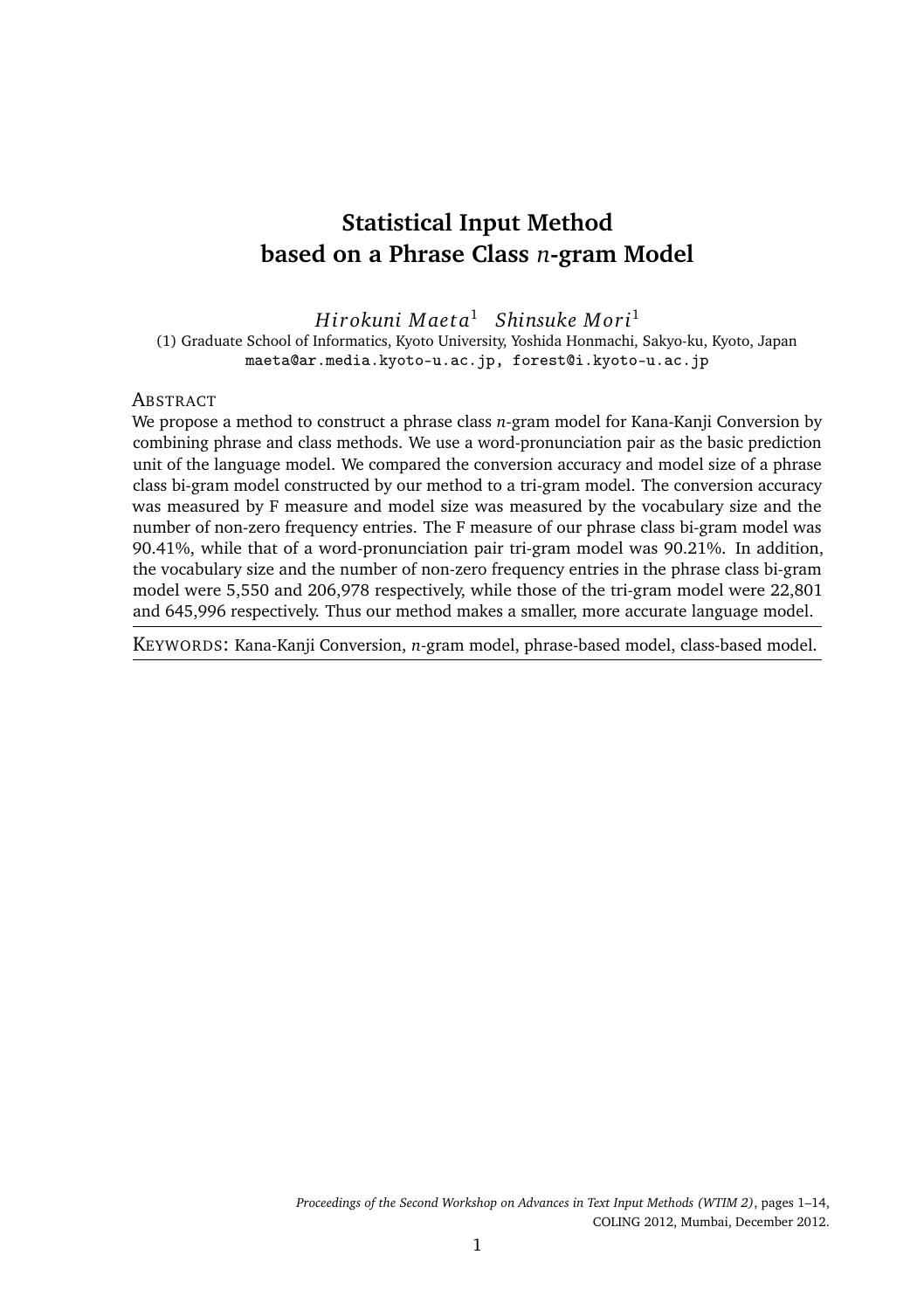# Statistical Input Method based on a Phrase Class $n$-gram Model

*Hirokuni Maeta*[1] *Shinsuke Mori*[1]

(1) Graduate School of Informatics, Kyoto University, Yoshida Honmachi, Sakyo-ku, Kyoto, Japan

maeta@ar.media.kyoto-u.ac.jp, forest@i.kyoto-u.ac.jp

## Abstract

We propose a method to construct a phrase class $n$-gram model for Kana-Kanji Conversion by combining phrase and class methods. We use a word-pronunciation pair as the basic prediction unit of the language model. We compared the conversion accuracy and model size of a phrase class bi-gram model constructed by our method to a tri-gram model. The conversion accuracy was measured by F measure and model size was measured by the vocabulary size and the number of non-zero frequency entries. The F measure of our phrase class bi-gram model was 90.41%, while that of a word-pronunciation pair tri-gram model was 90.21%. In addition, the vocabulary size and the number of non-zero frequency entries in the phrase class bi-gram model were 5,550 and 206,978 respectively, while those of the tri-gram model were 22,801 and 645,996 respectively. Thus our method makes a smaller, more accurate language model.

KEYWORDS: Kana-Kanji Conversion, $n$-gram model, phrase-based model, class-based model.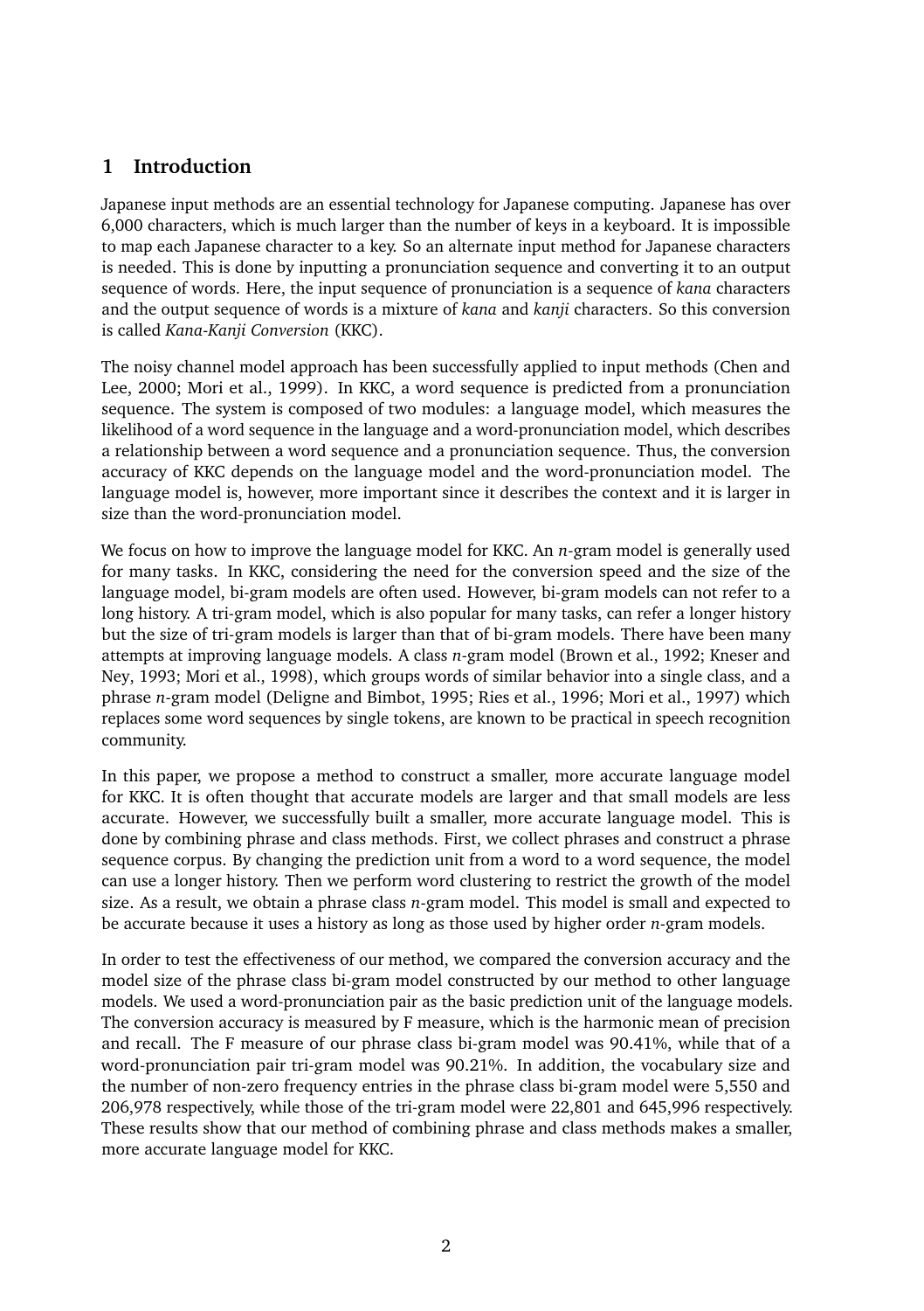## 1 Introduction

Japanese input methods are an essential technology for Japanese computing. Japanese has over 6,000 characters, which is much larger than the number of keys in a keyboard. It is impossible to map each Japanese character to a key. So an alternate input method for Japanese characters is needed. This is done by inputting a pronunciation sequence and converting it to an output sequence of words. Here, the input sequence of pronunciation is a sequence of *kana* characters and the output sequence of words is a mixture of *kana* and *kanji* characters. So this conversion is called *Kana-Kanji Conversion* (KKC).

The noisy channel model approach has been successfully applied to input methods (Chen and Lee, 2000; Mori et al., 1999). In KKC, a word sequence is predicted from a pronunciation sequence. The system is composed of two modules: a language model, which measures the likelihood of a word sequence in the language and a word-pronunciation model, which describes a relationship between a word sequence and a pronunciation sequence. Thus, the conversion accuracy of KKC depends on the language model and the word-pronunciation model. The language model is, however, more important since it describes the context and it is larger in size than the word-pronunciation model.

We focus on how to improve the language model for KKC. An *n*-gram model is generally used for many tasks. In KKC, considering the need for the conversion speed and the size of the language model, bi-gram models are often used. However, bi-gram models can not refer to a long history. A tri-gram model, which is also popular for many tasks, can refer a longer history but the size of tri-gram models is larger than that of bi-gram models. There have been many attempts at improving language models. A class *n*-gram model (Brown et al., 1992; Kneser and Ney, 1993; Mori et al., 1998), which groups words of similar behavior into a single class, and a phrase *n*-gram model (Deligne and Bimbot, 1995; Ries et al., 1996; Mori et al., 1997) which replaces some word sequences by single tokens, are known to be practical in speech recognition community.

In this paper, we propose a method to construct a smaller, more accurate language model for KKC. It is often thought that accurate models are larger and that small models are less accurate. However, we successfully built a smaller, more accurate language model. This is done by combining phrase and class methods. First, we collect phrases and construct a phrase sequence corpus. By changing the prediction unit from a word to a word sequence, the model can use a longer history. Then we perform word clustering to restrict the growth of the model size. As a result, we obtain a phrase class *n*-gram model. This model is small and expected to be accurate because it uses a history as long as those used by higher order *n*-gram models.

In order to test the effectiveness of our method, we compared the conversion accuracy and the model size of the phrase class bi-gram model constructed by our method to other language models. We used a word-pronunciation pair as the basic prediction unit of the language models. The conversion accuracy is measured by F measure, which is the harmonic mean of precision and recall. The F measure of our phrase class bi-gram model was 90.41%, while that of a word-pronunciation pair tri-gram model was 90.21%. In addition, the vocabulary size and the number of non-zero frequency entries in the phrase class bi-gram model were 5,550 and 206,978 respectively, while those of the tri-gram model were 22,801 and 645,996 respectively. These results show that our method of combining phrase and class methods makes a smaller, more accurate language model for KKC.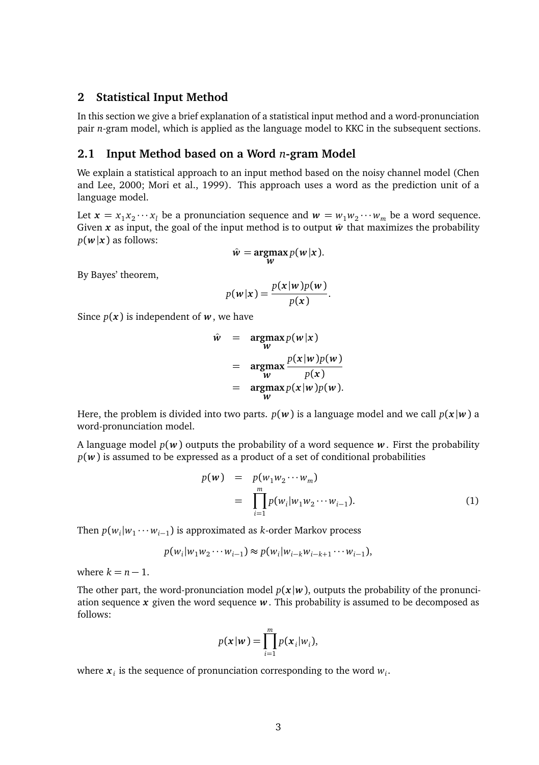## 2 Statistical Input Method

In this section we give a brief explanation of a statistical input method and a word-pronunciation pair $n$-gram model, which is applied as the language model to KKC in the subsequent sections.

### 2.1 Input Method based on a Word $n$-gram Model

We explain a statistical approach to an input method based on the noisy channel model (Chen and Lee, 2000; Mori et al., 1999). This approach uses a word as the prediction unit of a language model.

Let $\boldsymbol{x} = x_1 x_2 \cdots x_l$ be a pronunciation sequence and $\boldsymbol{w} = w_1 w_2 \cdots w_m$ be a word sequence. Given $\boldsymbol{x}$ as input, the goal of the input method is to output $\hat{\boldsymbol{w}}$ that maximizes the probability $p(\boldsymbol{w}|\boldsymbol{x})$ as follows:

$$\hat{w} = \mathop{\mathbf{argmax}}_{\boldsymbol{w}} p(\boldsymbol{w}|\boldsymbol{x}).$$

By Bayes' theorem,

$$p(\boldsymbol{w}|\boldsymbol{x}) = \frac{p(\boldsymbol{x}|\boldsymbol{w})p(\boldsymbol{w})}{p(\boldsymbol{x})}.$$

Since $p(\boldsymbol{x})$ is independent of $\boldsymbol{w}$, we have

$$\begin{aligned}
\hat{w} &= \mathop{\mathbf{argmax}}_{\boldsymbol{w}} p(\boldsymbol{w}|\boldsymbol{x}) \\
&= \mathop{\mathbf{argmax}}_{\boldsymbol{w}} \frac{p(\boldsymbol{x}|\boldsymbol{w})p(\boldsymbol{w})}{p(\boldsymbol{x})} \\
&= \mathop{\mathbf{argmax}}_{\boldsymbol{w}} p(\boldsymbol{x}|\boldsymbol{w})p(\boldsymbol{w}).
\end{aligned}$$

Here, the problem is divided into two parts. $p(\boldsymbol{w})$ is a language model and we call $p(\boldsymbol{x}|\boldsymbol{w})$ a word-pronunciation model.

A language model $p(\boldsymbol{w})$ outputs the probability of a word sequence $\boldsymbol{w}$. First the probability $p(\boldsymbol{w})$ is assumed to be expressed as a product of a set of conditional probabilities

$$\begin{aligned}
p(\boldsymbol{w}) &= p(w_1 w_2 \cdots w_m) \\
&= \prod_{i=1}^{m} p(w_i | w_1 w_2 \cdots w_{i-1}).
\end{aligned} \tag{1}$$

Then $p(w_i|w_1 \cdots w_{i-1})$ is approximated as $k$-order Markov process

$$p(w_i|w_1 w_2 \cdots w_{i-1}) \approx p(w_i|w_{i-k} w_{i-k+1} \cdots w_{i-1}),$$

where $k = n - 1$.

The other part, the word-pronunciation model $p(\boldsymbol{x}|\boldsymbol{w})$, outputs the probability of the pronunciation sequence $\boldsymbol{x}$ given the word sequence $\boldsymbol{w}$. This probability is assumed to be decomposed as follows:

$$p(\boldsymbol{x}|\boldsymbol{w}) = \prod_{i=1}^{m} p(\boldsymbol{x}_i|w_i),$$

where $\boldsymbol{x}_i$ is the sequence of pronunciation corresponding to the word $w_i$.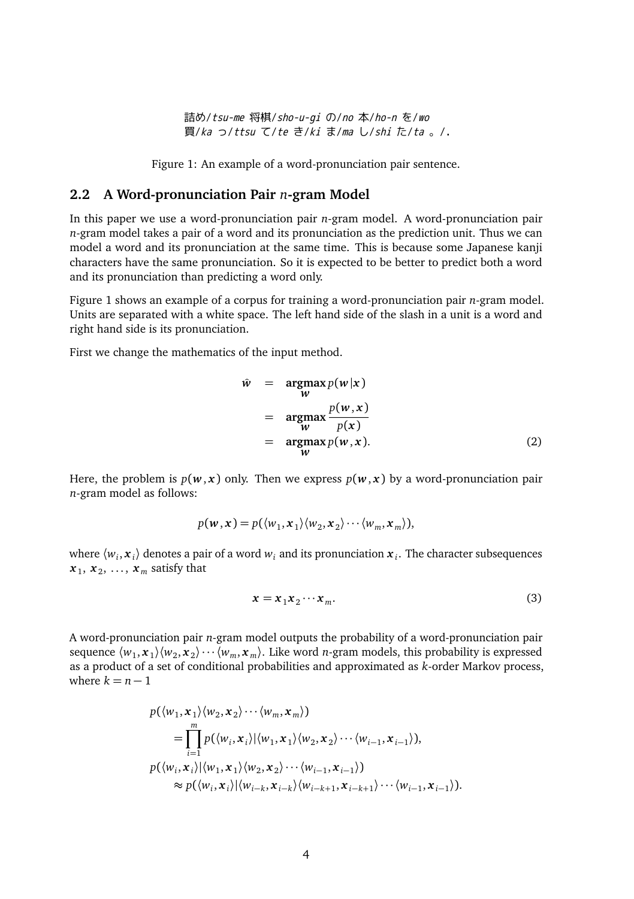詰め/tsu-me 将棋/sho-u-gi の/no 本/ho-n を/wo
買/ka っ/ttsu て/te き/ki ま/ma し/shi た/ta 。/.

Figure 1: An example of a word-pronunciation pair sentence.

## 2.2 A Word-pronunciation Pair *n*-gram Model

In this paper we use a word-pronunciation pair *n*-gram model. A word-pronunciation pair *n*-gram model takes a pair of a word and its pronunciation as the prediction unit. Thus we can model a word and its pronunciation at the same time. This is because some Japanese kanji characters have the same pronunciation. So it is expected to be better to predict both a word and its pronunciation than predicting a word only.

Figure 1 shows an example of a corpus for training a word-pronunciation pair *n*-gram model. Units are separated with a white space. The left hand side of the slash in a unit is a word and right hand side is its pronunciation.

First we change the mathematics of the input method.

$$
\begin{aligned}
\hat{\boldsymbol{w}} &= \mathop{\mathbf{argmax}}_{\boldsymbol{w}} p(\boldsymbol{w}|\boldsymbol{x}) \\
&= \mathop{\mathbf{argmax}}_{\boldsymbol{w}} \frac{p(\boldsymbol{w},\boldsymbol{x})}{p(\boldsymbol{x})} \\
&= \mathop{\mathbf{argmax}}_{\boldsymbol{w}} p(\boldsymbol{w},\boldsymbol{x}). \qquad (2)
\end{aligned}
$$

Here, the problem is $p(\boldsymbol{w},\boldsymbol{x})$ only. Then we express $p(\boldsymbol{w},\boldsymbol{x})$ by a word-pronunciation pair *n*-gram model as follows:

$$
p(\boldsymbol{w},\boldsymbol{x}) = p(\langle w_1,\boldsymbol{x}_1\rangle\langle w_2,\boldsymbol{x}_2\rangle\cdots\langle w_m,\boldsymbol{x}_m\rangle),
$$

where $\langle w_i,\boldsymbol{x}_i\rangle$ denotes a pair of a word $w_i$ and its pronunciation $\boldsymbol{x}_i$. The character subsequences $\boldsymbol{x}_1,\ \boldsymbol{x}_2,\ \ldots,\ \boldsymbol{x}_m$ satisfy that

$$
\boldsymbol{x} = \boldsymbol{x}_1\boldsymbol{x}_2\cdots\boldsymbol{x}_m. \qquad (3)
$$

A word-pronunciation pair *n*-gram model outputs the probability of a word-pronunciation pair sequence $\langle w_1,\boldsymbol{x}_1\rangle\langle w_2,\boldsymbol{x}_2\rangle\cdots\langle w_m,\boldsymbol{x}_m\rangle$. Like word *n*-gram models, this probability is expressed as a product of a set of conditional probabilities and approximated as *k*-order Markov process, where $k = n-1$

$$
\begin{aligned}
&p(\langle w_1,\boldsymbol{x}_1\rangle\langle w_2,\boldsymbol{x}_2\rangle\cdots\langle w_m,\boldsymbol{x}_m\rangle) \\
&\quad= \prod_{i=1}^{m} p(\langle w_i,\boldsymbol{x}_i\rangle|\langle w_1,\boldsymbol{x}_1\rangle\langle w_2,\boldsymbol{x}_2\rangle\cdots\langle w_{i-1},\boldsymbol{x}_{i-1}\rangle), \\
&p(\langle w_i,\boldsymbol{x}_i\rangle|\langle w_1,\boldsymbol{x}_1\rangle\langle w_2,\boldsymbol{x}_2\rangle\cdots\langle w_{i-1},\boldsymbol{x}_{i-1}\rangle) \\
&\quad\approx p(\langle w_i,\boldsymbol{x}_i\rangle|\langle w_{i-k},\boldsymbol{x}_{i-k}\rangle\langle w_{i-k+1},\boldsymbol{x}_{i-k+1}\rangle\cdots\langle w_{i-1},\boldsymbol{x}_{i-1}\rangle).
\end{aligned}
$$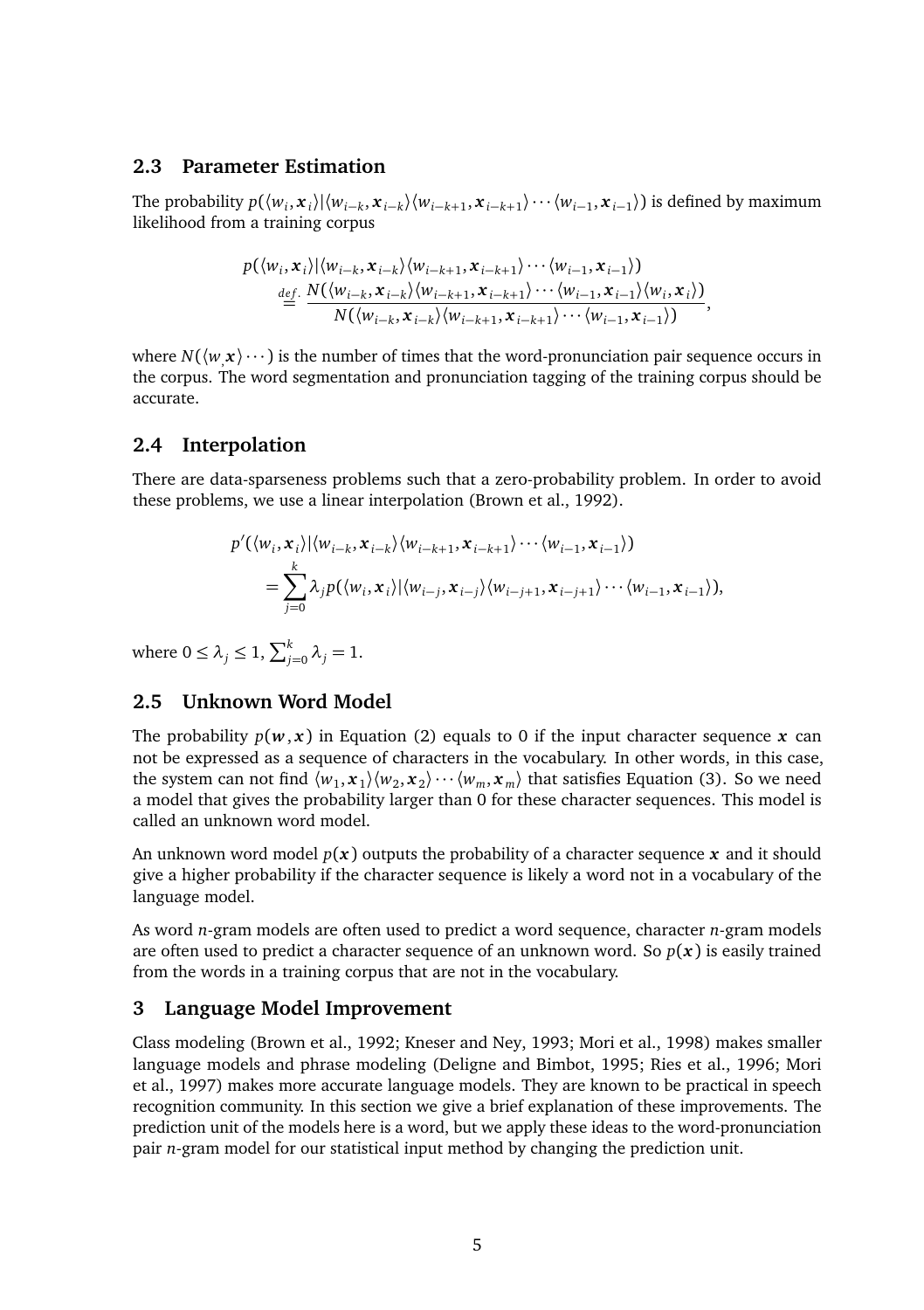## 2.3 Parameter Estimation

The probability $p(\langle w_i, \boldsymbol{x}_i \rangle | \langle w_{i-k}, \boldsymbol{x}_{i-k} \rangle \langle w_{i-k+1}, \boldsymbol{x}_{i-k+1} \rangle \cdots \langle w_{i-1}, \boldsymbol{x}_{i-1} \rangle)$ is defined by maximum likelihood from a training corpus

$$
\begin{aligned}
& p(\langle w_i, \boldsymbol{x}_i \rangle | \langle w_{i-k}, \boldsymbol{x}_{i-k} \rangle \langle w_{i-k+1}, \boldsymbol{x}_{i-k+1} \rangle \cdots \langle w_{i-1}, \boldsymbol{x}_{i-1} \rangle) \\
& \quad \stackrel{def.}{=} \frac{N(\langle w_{i-k}, \boldsymbol{x}_{i-k} \rangle \langle w_{i-k+1}, \boldsymbol{x}_{i-k+1} \rangle \cdots \langle w_{i-1}, \boldsymbol{x}_{i-1} \rangle \langle w_i, \boldsymbol{x}_i \rangle)}{N(\langle w_{i-k}, \boldsymbol{x}_{i-k} \rangle \langle w_{i-k+1}, \boldsymbol{x}_{i-k+1} \rangle \cdots \langle w_{i-1}, \boldsymbol{x}_{i-1} \rangle)},
\end{aligned}
$$

where $N(\langle w, \boldsymbol{x} \rangle \cdots)$ is the number of times that the word-pronunciation pair sequence occurs in the corpus. The word segmentation and pronunciation tagging of the training corpus should be accurate.

## 2.4 Interpolation

There are data-sparseness problems such that a zero-probability problem. In order to avoid these problems, we use a linear interpolation (Brown et al., 1992).

$$
\begin{aligned}
& p'(\langle w_i, \boldsymbol{x}_i \rangle | \langle w_{i-k}, \boldsymbol{x}_{i-k} \rangle \langle w_{i-k+1}, \boldsymbol{x}_{i-k+1} \rangle \cdots \langle w_{i-1}, \boldsymbol{x}_{i-1} \rangle) \\
& \quad = \sum_{j=0}^{k} \lambda_j p(\langle w_i, \boldsymbol{x}_i \rangle | \langle w_{i-j}, \boldsymbol{x}_{i-j} \rangle \langle w_{i-j+1}, \boldsymbol{x}_{i-j+1} \rangle \cdots \langle w_{i-1}, \boldsymbol{x}_{i-1} \rangle),
\end{aligned}
$$

where $0 \leq \lambda_j \leq 1$, $\sum_{j=0}^{k} \lambda_j = 1$.

## 2.5 Unknown Word Model

The probability $p(\boldsymbol{w}, \boldsymbol{x})$ in Equation (2) equals to 0 if the input character sequence $\boldsymbol{x}$ can not be expressed as a sequence of characters in the vocabulary. In other words, in this case, the system can not find $\langle w_1, \boldsymbol{x}_1 \rangle \langle w_2, \boldsymbol{x}_2 \rangle \cdots \langle w_m, \boldsymbol{x}_m \rangle$ that satisfies Equation (3). So we need a model that gives the probability larger than 0 for these character sequences. This model is called an unknown word model.

An unknown word model $p(\boldsymbol{x})$ outputs the probability of a character sequence $\boldsymbol{x}$ and it should give a higher probability if the character sequence is likely a word not in a vocabulary of the language model.

As word $n$-gram models are often used to predict a word sequence, character $n$-gram models are often used to predict a character sequence of an unknown word. So $p(\boldsymbol{x})$ is easily trained from the words in a training corpus that are not in the vocabulary.

# 3 Language Model Improvement

Class modeling (Brown et al., 1992; Kneser and Ney, 1993; Mori et al., 1998) makes smaller language models and phrase modeling (Deligne and Bimbot, 1995; Ries et al., 1996; Mori et al., 1997) makes more accurate language models. They are known to be practical in speech recognition community. In this section we give a brief explanation of these improvements. The prediction unit of the models here is a word, but we apply these ideas to the word-pronunciation pair $n$-gram model for our statistical input method by changing the prediction unit.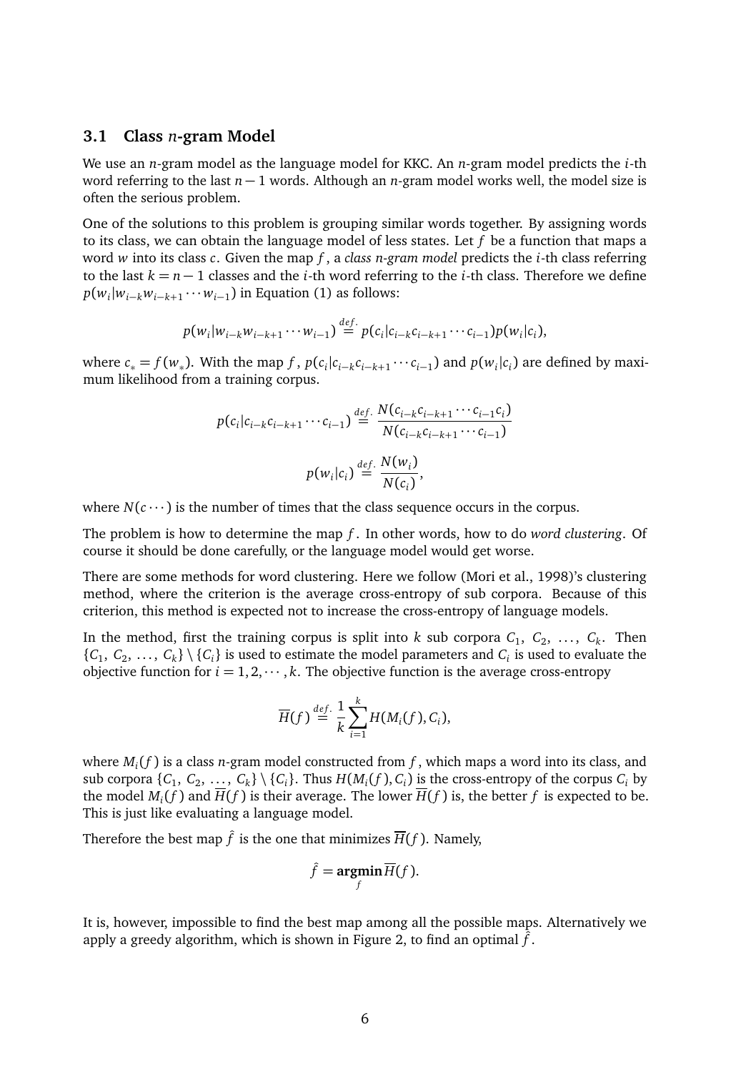### 3.1 Class $n$-gram Model

We use an $n$-gram model as the language model for KKC. An $n$-gram model predicts the $i$-th word referring to the last $n-1$ words. Although an $n$-gram model works well, the model size is often the serious problem.

One of the solutions to this problem is grouping similar words together. By assigning words to its class, we can obtain the language model of less states. Let $f$ be a function that maps a word $w$ into its class $c$. Given the map $f$, a *class n-gram model* predicts the $i$-th class referring to the last $k = n-1$ classes and the $i$-th word referring to the $i$-th class. Therefore we define $p(w_i|w_{i-k}w_{i-k+1}\cdots w_{i-1})$ in Equation (1) as follows:

$$p(w_i|w_{i-k}w_{i-k+1}\cdots w_{i-1}) \stackrel{def.}{=} p(c_i|c_{i-k}c_{i-k+1}\cdots c_{i-1})p(w_i|c_i),$$

where $c_* = f(w_*)$. With the map $f$, $p(c_i|c_{i-k}c_{i-k+1}\cdots c_{i-1})$ and $p(w_i|c_i)$ are defined by maximum likelihood from a training corpus.

$$p(c_i|c_{i-k}c_{i-k+1}\cdots c_{i-1}) \stackrel{def.}{=} \frac{N(c_{i-k}c_{i-k+1}\cdots c_{i-1}c_i)}{N(c_{i-k}c_{i-k+1}\cdots c_{i-1})}$$

$$p(w_i|c_i) \stackrel{def.}{=} \frac{N(w_i)}{N(c_i)},$$

where $N(c\cdots)$ is the number of times that the class sequence occurs in the corpus.

The problem is how to determine the map $f$. In other words, how to do *word clustering*. Of course it should be done carefully, or the language model would get worse.

There are some methods for word clustering. Here we follow (Mori et al., 1998)'s clustering method, where the criterion is the average cross-entropy of sub corpora. Because of this criterion, this method is expected not to increase the cross-entropy of language models.

In the method, first the training corpus is split into $k$ sub corpora $C_1, C_2, \ldots, C_k$. Then $\{C_1, C_2, \ldots, C_k\} \setminus \{C_i\}$ is used to estimate the model parameters and $C_i$ is used to evaluate the objective function for $i = 1, 2, \cdots, k$. The objective function is the average cross-entropy

$$\overline{H}(f) \stackrel{def.}{=} \frac{1}{k}\sum_{i=1}^{k} H(M_i(f), C_i),$$

where $M_i(f)$ is a class $n$-gram model constructed from $f$, which maps a word into its class, and sub corpora $\{C_1, C_2, \ldots, C_k\} \setminus \{C_i\}$. Thus $H(M_i(f), C_i)$ is the cross-entropy of the corpus $C_i$ by the model $M_i(f)$ and $\overline{H}(f)$ is their average. The lower $\overline{H}(f)$ is, the better $f$ is expected to be. This is just like evaluating a language model.

Therefore the best map $\hat{f}$ is the one that minimizes $\overline{H}(f)$. Namely,

$$\hat{f} = \mathop{\textbf{argmin}}_{f} \overline{H}(f).$$

It is, however, impossible to find the best map among all the possible maps. Alternatively we apply a greedy algorithm, which is shown in Figure 2, to find an optimal $\hat{f}$.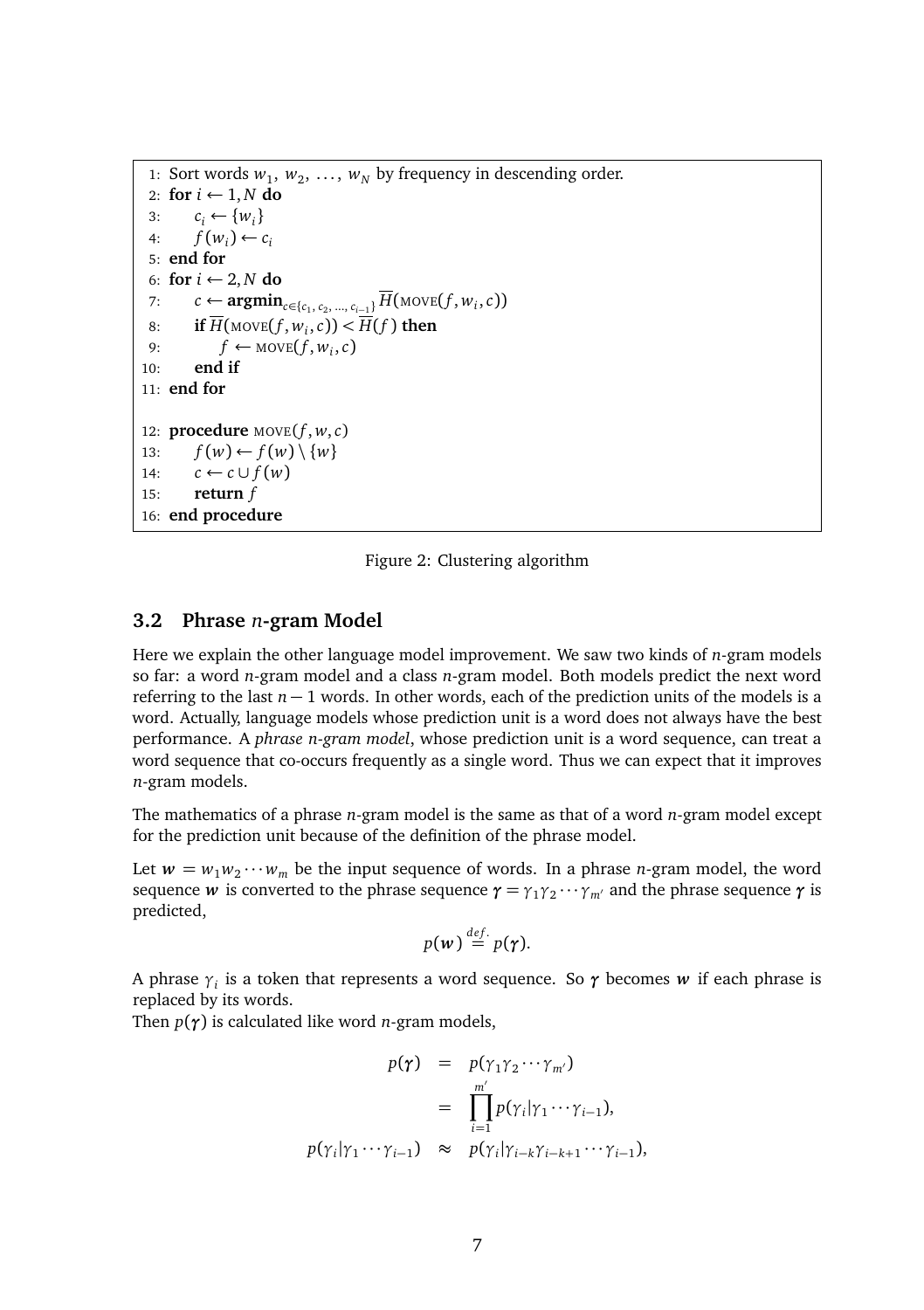```
1: Sort words w_1, w_2, ..., w_N by frequency in descending order.
2: for i ← 1, N do
3:     c_i ← {w_i}
4:     f(w_i) ← c_i
5: end for
6: for i ← 2, N do
7:     c ← argmin_{c∈{c_1, c_2, ..., c_{i−1}}} H̄(MOVE(f, w_i, c))
8:     if H̄(MOVE(f, w_i, c)) < H̄(f) then
9:         f ← MOVE(f, w_i, c)
10:    end if
11: end for

12: procedure MOVE(f, w, c)
13:     f(w) ← f(w) \ {w}
14:     c ← c ∪ f(w)
15:     return f
16: end procedure
```

Figure 2: Clustering algorithm

### 3.2 Phrase $n$-gram Model

Here we explain the other language model improvement. We saw two kinds of $n$-gram models so far: a word $n$-gram model and a class $n$-gram model. Both models predict the next word referring to the last $n-1$ words. In other words, each of the prediction units of the models is a word. Actually, language models whose prediction unit is a word does not always have the best performance. A *phrase n-gram model*, whose prediction unit is a word sequence, can treat a word sequence that co-occurs frequently as a single word. Thus we can expect that it improves $n$-gram models.

The mathematics of a phrase $n$-gram model is the same as that of a word $n$-gram model except for the prediction unit because of the definition of the phrase model.

Let $\boldsymbol{w} = w_1 w_2 \cdots w_m$ be the input sequence of words. In a phrase $n$-gram model, the word sequence $\boldsymbol{w}$ is converted to the phrase sequence $\boldsymbol{\gamma} = \gamma_1 \gamma_2 \cdots \gamma_{m'}$ and the phrase sequence $\boldsymbol{\gamma}$ is predicted,

$$p(\boldsymbol{w}) \stackrel{def.}{=} p(\boldsymbol{\gamma}).$$

A phrase $\gamma_i$ is a token that represents a word sequence. So $\boldsymbol{\gamma}$ becomes $\boldsymbol{w}$ if each phrase is replaced by its words.

Then $p(\boldsymbol{\gamma})$ is calculated like word $n$-gram models,

$$\begin{aligned}
p(\boldsymbol{\gamma}) &= p(\gamma_1 \gamma_2 \cdots \gamma_{m'}) \\
&= \prod_{i=1}^{m'} p(\gamma_i | \gamma_1 \cdots \gamma_{i-1}), \\
p(\gamma_i | \gamma_1 \cdots \gamma_{i-1}) &\approx p(\gamma_i | \gamma_{i-k} \gamma_{i-k+1} \cdots \gamma_{i-1}),
\end{aligned}$$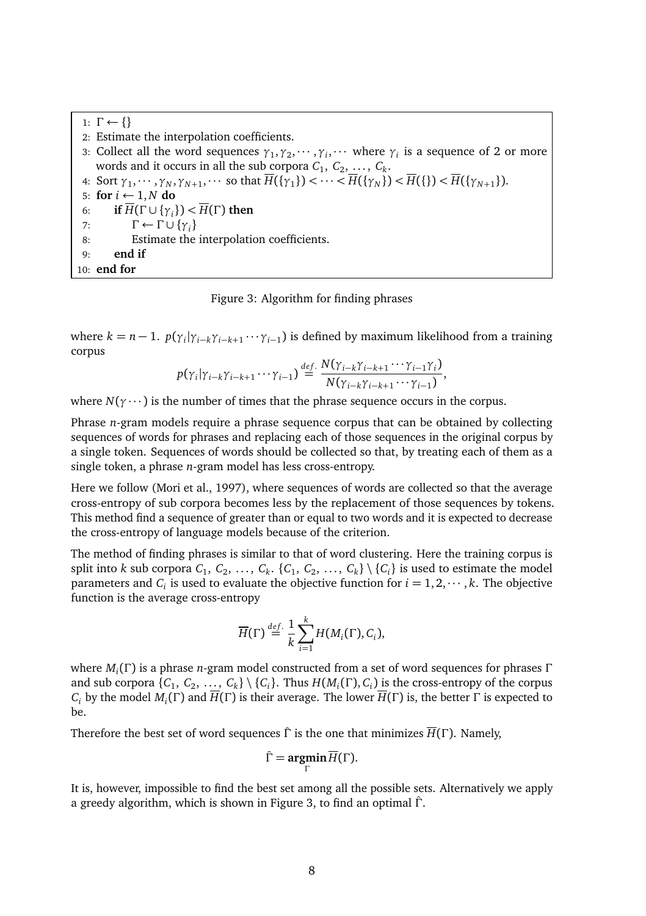```
1: Γ ← {}
2: Estimate the interpolation coefficients.
3: Collect all the word sequences γ_1, γ_2, ···, γ_i, ··· where γ_i is a sequence of 2 or more
   words and it occurs in all the sub corpora C_1, C_2, ..., C_k.
4: Sort γ_1, ···, γ_N, γ_{N+1}, ··· so that H̄({γ_1}) < ··· < H̄({γ_N}) < H̄({}) < H̄({γ_{N+1}}).
5: for i ← 1, N do
6:     if H̄(Γ ∪ {γ_i}) < H̄(Γ) then
7:         Γ ← Γ ∪ {γ_i}
8:         Estimate the interpolation coefficients.
9:     end if
10: end for
```

Figure 3: Algorithm for finding phrases

where $k = n-1$. $p(\gamma_i|\gamma_{i-k}\gamma_{i-k+1}\cdots\gamma_{i-1})$ is defined by maximum likelihood from a training corpus

$$p(\gamma_i|\gamma_{i-k}\gamma_{i-k+1}\cdots\gamma_{i-1}) \stackrel{def.}{=} \frac{N(\gamma_{i-k}\gamma_{i-k+1}\cdots\gamma_{i-1}\gamma_i)}{N(\gamma_{i-k}\gamma_{i-k+1}\cdots\gamma_{i-1})},$$

where $N(\gamma\cdots)$ is the number of times that the phrase sequence occurs in the corpus.

Phrase $n$-gram models require a phrase sequence corpus that can be obtained by collecting sequences of words for phrases and replacing each of those sequences in the original corpus by a single token. Sequences of words should be collected so that, by treating each of them as a single token, a phrase $n$-gram model has less cross-entropy.

Here we follow (Mori et al., 1997), where sequences of words are collected so that the average cross-entropy of sub corpora becomes less by the replacement of those sequences by tokens. This method find a sequence of greater than or equal to two words and it is expected to decrease the cross-entropy of language models because of the criterion.

The method of finding phrases is similar to that of word clustering. Here the training corpus is split into $k$ sub corpora $C_1, C_2, \ldots, C_k$. $\{C_1, C_2, \ldots, C_k\} \setminus \{C_i\}$ is used to estimate the model parameters and $C_i$ is used to evaluate the objective function for $i = 1, 2, \cdots, k$. The objective function is the average cross-entropy

$$\overline{H}(\Gamma) \stackrel{def.}{=} \frac{1}{k}\sum_{i=1}^{k} H(M_i(\Gamma), C_i),$$

where $M_i(\Gamma)$ is a phrase $n$-gram model constructed from a set of word sequences for phrases $\Gamma$ and sub corpora $\{C_1, C_2, \ldots, C_k\} \setminus \{C_i\}$. Thus $H(M_i(\Gamma), C_i)$ is the cross-entropy of the corpus $C_i$ by the model $M_i(\Gamma)$ and $\overline{H}(\Gamma)$ is their average. The lower $\overline{H}(\Gamma)$ is, the better $\Gamma$ is expected to be.

Therefore the best set of word sequences $\hat{\Gamma}$ is the one that minimizes $\overline{H}(\Gamma)$. Namely,

$$\hat{\Gamma} = \mathop{\mathbf{argmin}}_{\Gamma} \overline{H}(\Gamma).$$

It is, however, impossible to find the best set among all the possible sets. Alternatively we apply a greedy algorithm, which is shown in Figure 3, to find an optimal $\hat{\Gamma}$.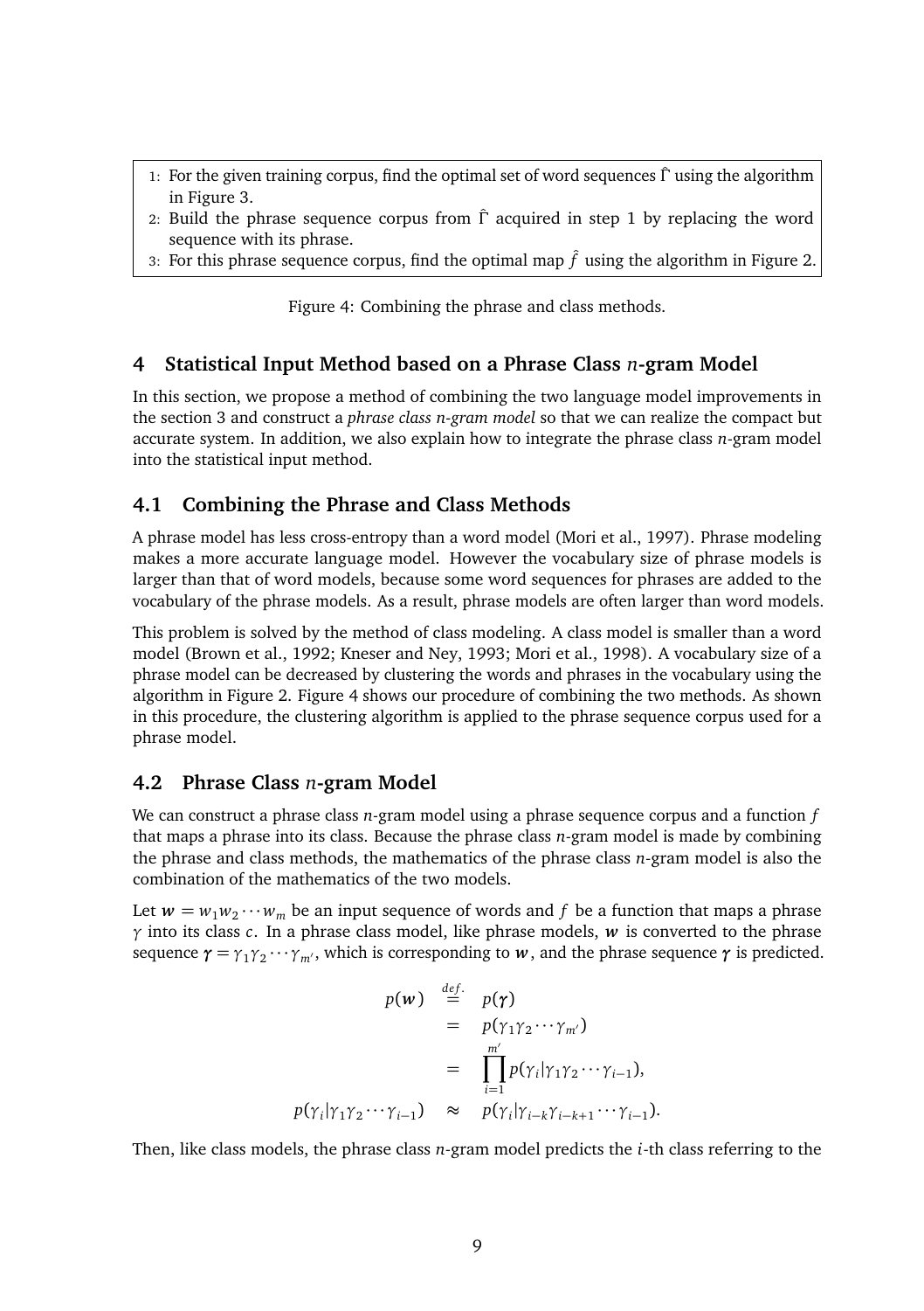1: For the given training corpus, find the optimal set of word sequences $\hat{\Gamma}$ using the algorithm in Figure 3.
2: Build the phrase sequence corpus from $\hat{\Gamma}$ acquired in step 1 by replacing the word sequence with its phrase.
3: For this phrase sequence corpus, find the optimal map $\hat{f}$ using the algorithm in Figure 2.

Figure 4: Combining the phrase and class methods.

## 4 Statistical Input Method based on a Phrase Class *n*-gram Model

In this section, we propose a method of combining the two language model improvements in the section 3 and construct a *phrase class n-gram model* so that we can realize the compact but accurate system. In addition, we also explain how to integrate the phrase class *n*-gram model into the statistical input method.

### 4.1 Combining the Phrase and Class Methods

A phrase model has less cross-entropy than a word model (Mori et al., 1997). Phrase modeling makes a more accurate language model. However the vocabulary size of phrase models is larger than that of word models, because some word sequences for phrases are added to the vocabulary of the phrase models. As a result, phrase models are often larger than word models.

This problem is solved by the method of class modeling. A class model is smaller than a word model (Brown et al., 1992; Kneser and Ney, 1993; Mori et al., 1998). A vocabulary size of a phrase model can be decreased by clustering the words and phrases in the vocabulary using the algorithm in Figure 2. Figure 4 shows our procedure of combining the two methods. As shown in this procedure, the clustering algorithm is applied to the phrase sequence corpus used for a phrase model.

### 4.2 Phrase Class *n*-gram Model

We can construct a phrase class *n*-gram model using a phrase sequence corpus and a function $f$ that maps a phrase into its class. Because the phrase class *n*-gram model is made by combining the phrase and class methods, the mathematics of the phrase class *n*-gram model is also the combination of the mathematics of the two models.

Let $\boldsymbol{w} = w_1 w_2 \cdots w_m$ be an input sequence of words and $f$ be a function that maps a phrase $\gamma$ into its class $c$. In a phrase class model, like phrase models, $\boldsymbol{w}$ is converted to the phrase sequence $\boldsymbol{\gamma} = \gamma_1 \gamma_2 \cdots \gamma_{m'}$, which is corresponding to $\boldsymbol{w}$, and the phrase sequence $\boldsymbol{\gamma}$ is predicted.

$$
\begin{aligned}
p(\boldsymbol{w}) &\stackrel{def.}{=} p(\boldsymbol{\gamma}) \\
&= p(\gamma_1 \gamma_2 \cdots \gamma_{m'}) \\
&= \prod_{i=1}^{m'} p(\gamma_i | \gamma_1 \gamma_2 \cdots \gamma_{i-1}), \\
p(\gamma_i | \gamma_1 \gamma_2 \cdots \gamma_{i-1}) &\approx p(\gamma_i | \gamma_{i-k} \gamma_{i-k+1} \cdots \gamma_{i-1}).
\end{aligned}
$$

Then, like class models, the phrase class *n*-gram model predicts the *i*-th class referring to the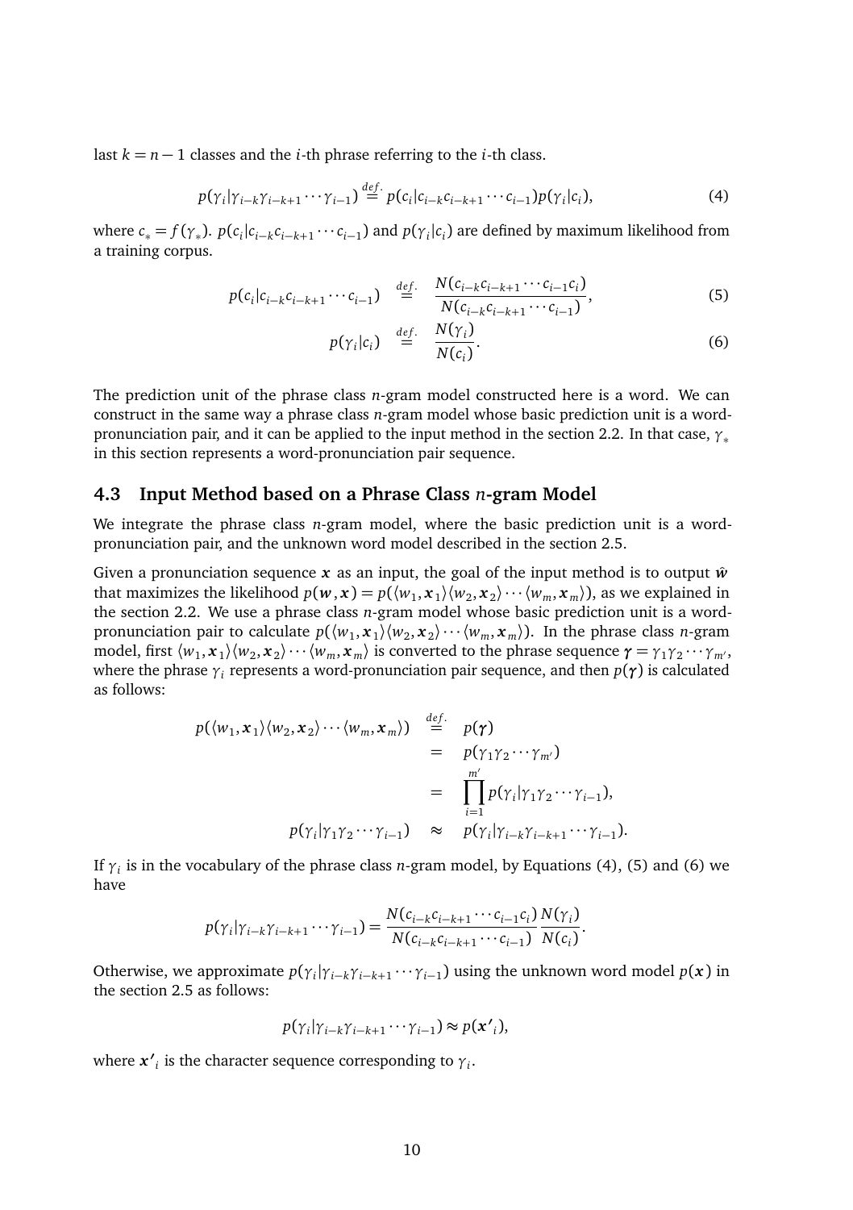last $k = n - 1$ classes and the $i$-th phrase referring to the $i$-th class.

$$p(\gamma_i | \gamma_{i-k}\gamma_{i-k+1} \cdots \gamma_{i-1}) \stackrel{def.}{=} p(c_i | c_{i-k}c_{i-k+1} \cdots c_{i-1}) p(\gamma_i | c_i), \tag{4}$$

where $c_* = f(\gamma_*)$. $p(c_i | c_{i-k}c_{i-k+1} \cdots c_{i-1})$ and $p(\gamma_i | c_i)$ are defined by maximum likelihood from a training corpus.

$$p(c_i | c_{i-k}c_{i-k+1} \cdots c_{i-1}) \stackrel{def.}{=} \frac{N(c_{i-k}c_{i-k+1} \cdots c_{i-1}c_i)}{N(c_{i-k}c_{i-k+1} \cdots c_{i-1})}, \tag{5}$$

$$p(\gamma_i | c_i) \stackrel{def.}{=} \frac{N(\gamma_i)}{N(c_i)}. \tag{6}$$

The prediction unit of the phrase class $n$-gram model constructed here is a word. We can construct in the same way a phrase class $n$-gram model whose basic prediction unit is a word-pronunciation pair, and it can be applied to the input method in the section 2.2. In that case, $\gamma_*$ in this section represents a word-pronunciation pair sequence.

### 4.3 Input Method based on a Phrase Class $n$-gram Model

We integrate the phrase class $n$-gram model, where the basic prediction unit is a word-pronunciation pair, and the unknown word model described in the section 2.5.

Given a pronunciation sequence $\boldsymbol{x}$ as an input, the goal of the input method is to output $\hat{\boldsymbol{w}}$ that maximizes the likelihood $p(\boldsymbol{w}, \boldsymbol{x}) = p(\langle w_1, \boldsymbol{x}_1 \rangle \langle w_2, \boldsymbol{x}_2 \rangle \cdots \langle w_m, \boldsymbol{x}_m \rangle)$, as we explained in the section 2.2. We use a phrase class $n$-gram model whose basic prediction unit is a word-pronunciation pair to calculate $p(\langle w_1, \boldsymbol{x}_1 \rangle \langle w_2, \boldsymbol{x}_2 \rangle \cdots \langle w_m, \boldsymbol{x}_m \rangle)$. In the phrase class $n$-gram model, first $\langle w_1, \boldsymbol{x}_1 \rangle \langle w_2, \boldsymbol{x}_2 \rangle \cdots \langle w_m, \boldsymbol{x}_m \rangle$ is converted to the phrase sequence $\boldsymbol{\gamma} = \gamma_1 \gamma_2 \cdots \gamma_{m'}$, where the phrase $\gamma_i$ represents a word-pronunciation pair sequence, and then $p(\boldsymbol{\gamma})$ is calculated as follows:

$$\begin{aligned}
p(\langle w_1, \boldsymbol{x}_1 \rangle \langle w_2, \boldsymbol{x}_2 \rangle \cdots \langle w_m, \boldsymbol{x}_m \rangle) &\stackrel{def.}{=} p(\boldsymbol{\gamma}) \\
&= p(\gamma_1 \gamma_2 \cdots \gamma_{m'}) \\
&= \prod_{i=1}^{m'} p(\gamma_i | \gamma_1 \gamma_2 \cdots \gamma_{i-1}), \\
p(\gamma_i | \gamma_1 \gamma_2 \cdots \gamma_{i-1}) &\approx p(\gamma_i | \gamma_{i-k} \gamma_{i-k+1} \cdots \gamma_{i-1}).
\end{aligned}$$

If $\gamma_i$ is in the vocabulary of the phrase class $n$-gram model, by Equations (4), (5) and (6) we have

$$p(\gamma_i | \gamma_{i-k}\gamma_{i-k+1} \cdots \gamma_{i-1}) = \frac{N(c_{i-k}c_{i-k+1} \cdots c_{i-1}c_i)}{N(c_{i-k}c_{i-k+1} \cdots c_{i-1})} \frac{N(\gamma_i)}{N(c_i)}.$$

Otherwise, we approximate $p(\gamma_i | \gamma_{i-k}\gamma_{i-k+1} \cdots \gamma_{i-1})$ using the unknown word model $p(\boldsymbol{x})$ in the section 2.5 as follows:

$$p(\gamma_i | \gamma_{i-k}\gamma_{i-k+1} \cdots \gamma_{i-1}) \approx p(\boldsymbol{x'}_i),$$

where $\boldsymbol{x'}_i$ is the character sequence corresponding to $\gamma_i$.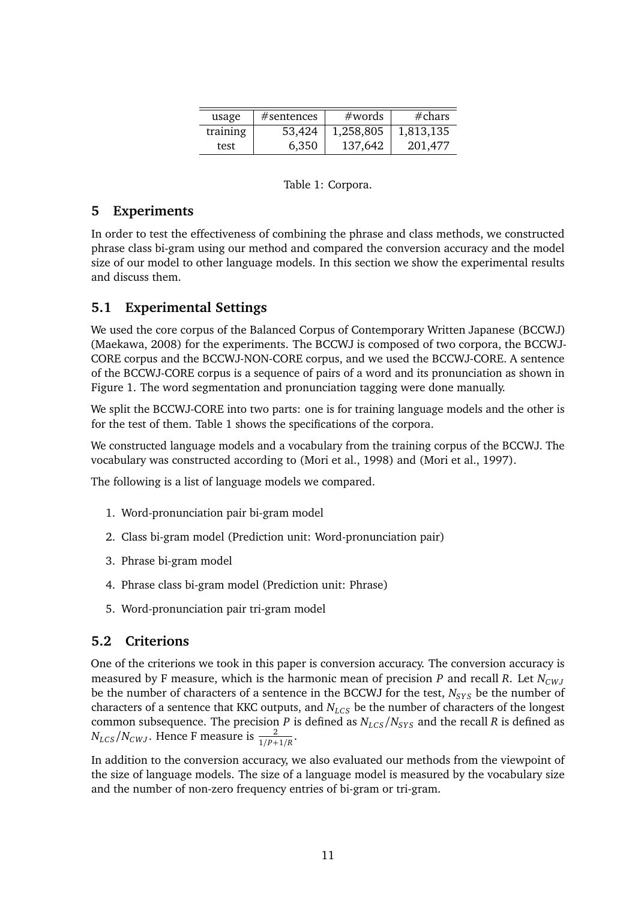| usage | #sentences | #words | #chars |
|---|---|---|---|
| training | 53,424 | 1,258,805 | 1,813,135 |
| test | 6,350 | 137,642 | 201,477 |

Table 1: Corpora.

## 5 Experiments

In order to test the effectiveness of combining the phrase and class methods, we constructed phrase class bi-gram using our method and compared the conversion accuracy and the model size of our model to other language models. In this section we show the experimental results and discuss them.

### 5.1 Experimental Settings

We used the core corpus of the Balanced Corpus of Contemporary Written Japanese (BCCWJ) (Maekawa, 2008) for the experiments. The BCCWJ is composed of two corpora, the BCCWJ-CORE corpus and the BCCWJ-NON-CORE corpus, and we used the BCCWJ-CORE. A sentence of the BCCWJ-CORE corpus is a sequence of pairs of a word and its pronunciation as shown in Figure 1. The word segmentation and pronunciation tagging were done manually.

We split the BCCWJ-CORE into two parts: one is for training language models and the other is for the test of them. Table 1 shows the specifications of the corpora.

We constructed language models and a vocabulary from the training corpus of the BCCWJ. The vocabulary was constructed according to (Mori et al., 1998) and (Mori et al., 1997).

The following is a list of language models we compared.

1. Word-pronunciation pair bi-gram model
2. Class bi-gram model (Prediction unit: Word-pronunciation pair)
3. Phrase bi-gram model
4. Phrase class bi-gram model (Prediction unit: Phrase)
5. Word-pronunciation pair tri-gram model

### 5.2 Criterions

One of the criterions we took in this paper is conversion accuracy. The conversion accuracy is measured by F measure, which is the harmonic mean of precision $P$ and recall $R$. Let $N_{CWJ}$ be the number of characters of a sentence in the BCCWJ for the test, $N_{SYS}$ be the number of characters of a sentence that KKC outputs, and $N_{LCS}$ be the number of characters of the longest common subsequence. The precision $P$ is defined as $N_{LCS}/N_{SYS}$ and the recall $R$ is defined as $N_{LCS}/N_{CWJ}$. Hence F measure is $\frac{2}{1/P+1/R}$.

In addition to the conversion accuracy, we also evaluated our methods from the viewpoint of the size of language models. The size of a language model is measured by the vocabulary size and the number of non-zero frequency entries of bi-gram or tri-gram.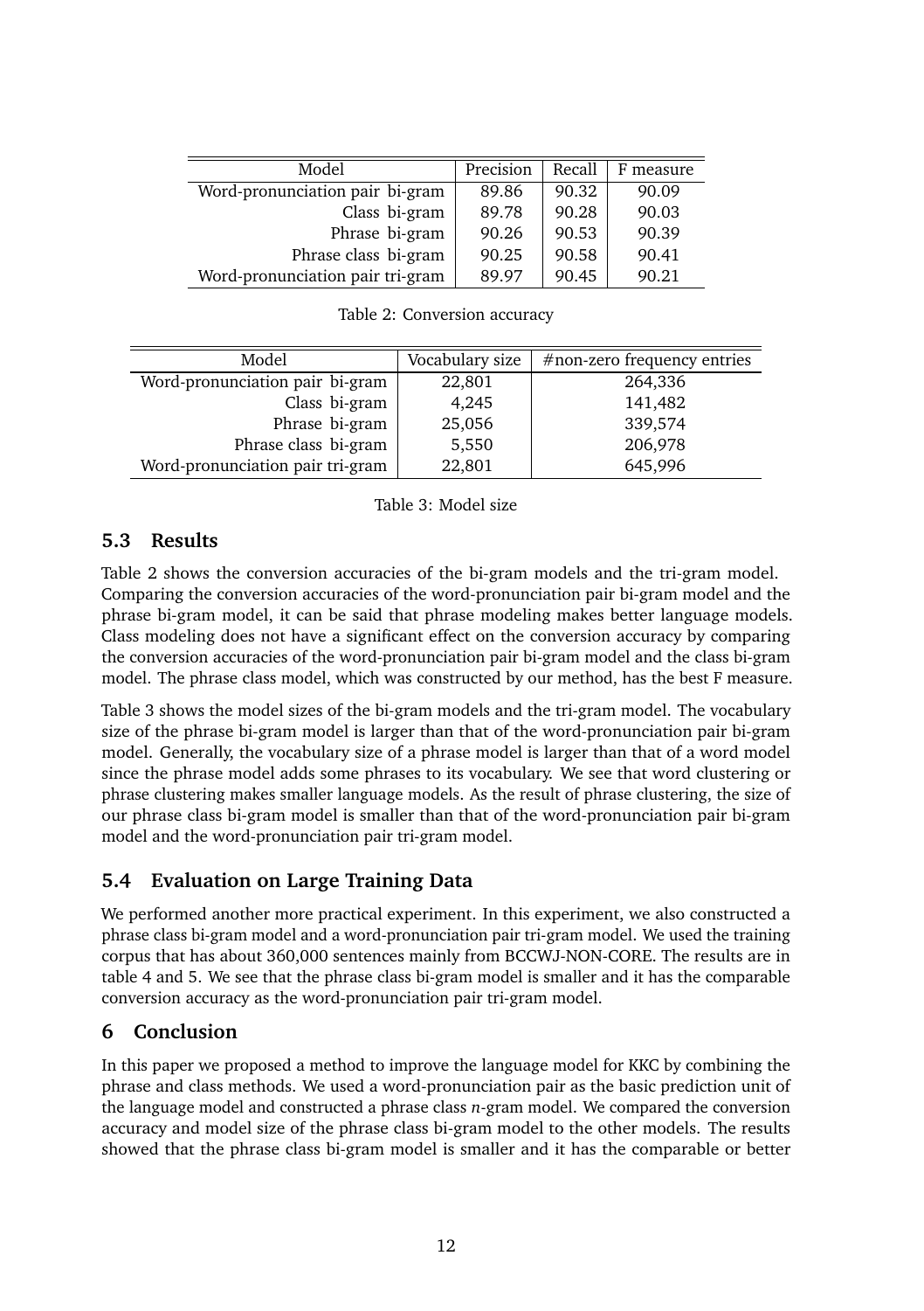| Model | Precision | Recall | F measure |
|---|---|---|---|
| Word-pronunciation pair bi-gram | 89.86 | 90.32 | 90.09 |
| Class bi-gram | 89.78 | 90.28 | 90.03 |
| Phrase bi-gram | 90.26 | 90.53 | 90.39 |
| Phrase class bi-gram | 90.25 | 90.58 | 90.41 |
| Word-pronunciation pair tri-gram | 89.97 | 90.45 | 90.21 |

Table 2: Conversion accuracy

| Model | Vocabulary size | #non-zero frequency entries |
|---|---|---|
| Word-pronunciation pair bi-gram | 22,801 | 264,336 |
| Class bi-gram | 4,245 | 141,482 |
| Phrase bi-gram | 25,056 | 339,574 |
| Phrase class bi-gram | 5,550 | 206,978 |
| Word-pronunciation pair tri-gram | 22,801 | 645,996 |

Table 3: Model size

### 5.3 Results

Table 2 shows the conversion accuracies of the bi-gram models and the tri-gram model. Comparing the conversion accuracies of the word-pronunciation pair bi-gram model and the phrase bi-gram model, it can be said that phrase modeling makes better language models. Class modeling does not have a significant effect on the conversion accuracy by comparing the conversion accuracies of the word-pronunciation pair bi-gram model and the class bi-gram model. The phrase class model, which was constructed by our method, has the best F measure.

Table 3 shows the model sizes of the bi-gram models and the tri-gram model. The vocabulary size of the phrase bi-gram model is larger than that of the word-pronunciation pair bi-gram model. Generally, the vocabulary size of a phrase model is larger than that of a word model since the phrase model adds some phrases to its vocabulary. We see that word clustering or phrase clustering makes smaller language models. As the result of phrase clustering, the size of our phrase class bi-gram model is smaller than that of the word-pronunciation pair bi-gram model and the word-pronunciation pair tri-gram model.

### 5.4 Evaluation on Large Training Data

We performed another more practical experiment. In this experiment, we also constructed a phrase class bi-gram model and a word-pronunciation pair tri-gram model. We used the training corpus that has about 360,000 sentences mainly from BCCWJ-NON-CORE. The results are in table 4 and 5. We see that the phrase class bi-gram model is smaller and it has the comparable conversion accuracy as the word-pronunciation pair tri-gram model.

## 6 Conclusion

In this paper we proposed a method to improve the language model for KKC by combining the phrase and class methods. We used a word-pronunciation pair as the basic prediction unit of the language model and constructed a phrase class $n$-gram model. We compared the conversion accuracy and model size of the phrase class bi-gram model to the other models. The results showed that the phrase class bi-gram model is smaller and it has the comparable or better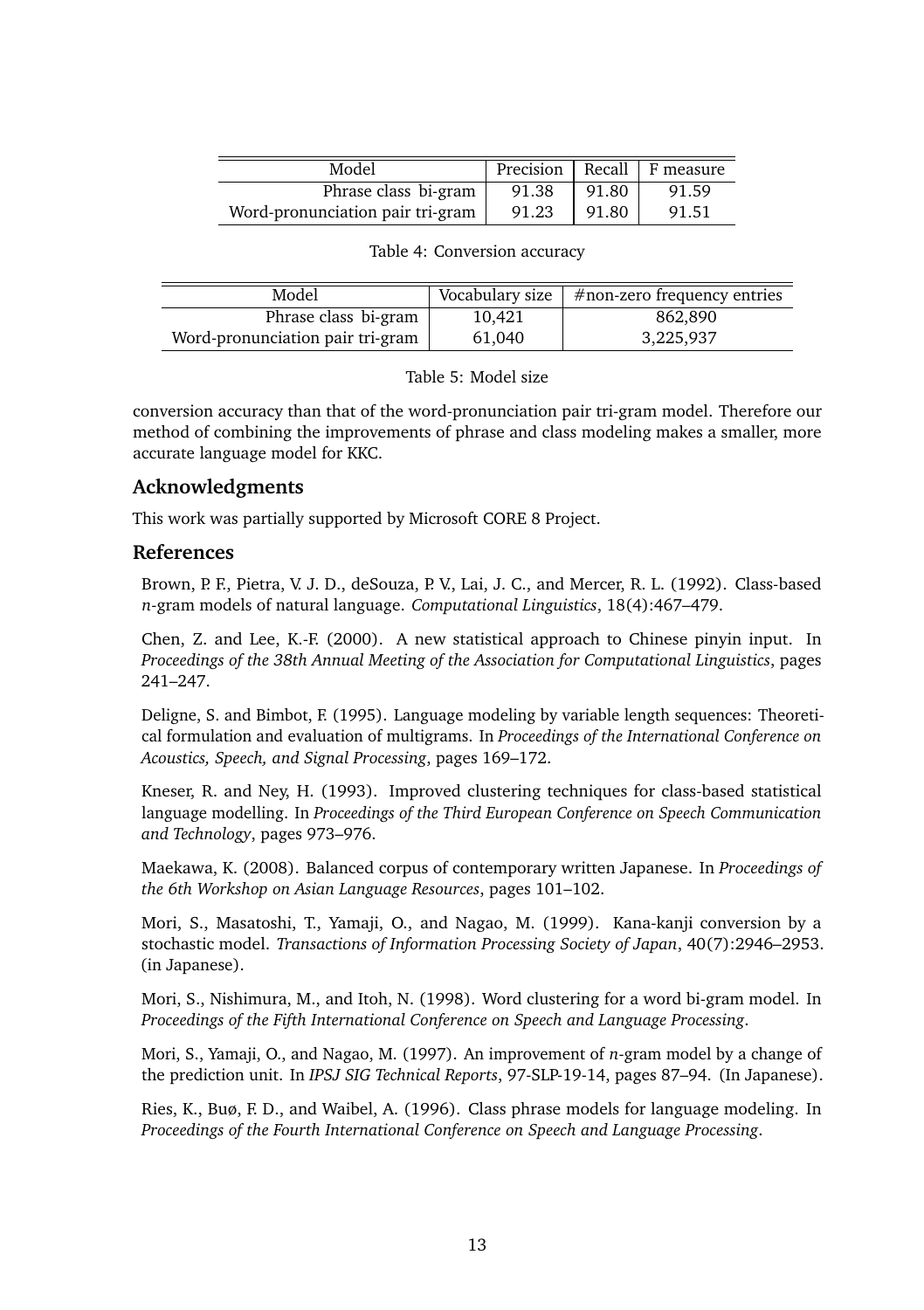| Model | Precision | Recall | F measure |
|---|---|---|---|
| Phrase class bi-gram | 91.38 | 91.80 | 91.59 |
| Word-pronunciation pair tri-gram | 91.23 | 91.80 | 91.51 |

Table 4: Conversion accuracy

| Model | Vocabulary size | #non-zero frequency entries |
|---|---|---|
| Phrase class bi-gram | 10,421 | 862,890 |
| Word-pronunciation pair tri-gram | 61,040 | 3,225,937 |

Table 5: Model size

conversion accuracy than that of the word-pronunciation pair tri-gram model. Therefore our method of combining the improvements of phrase and class modeling makes a smaller, more accurate language model for KKC.

## Acknowledgments

This work was partially supported by Microsoft CORE 8 Project.

## References

Brown, P. F., Pietra, V. J. D., deSouza, P. V., Lai, J. C., and Mercer, R. L. (1992). Class-based *n*-gram models of natural language. *Computational Linguistics*, 18(4):467–479.

Chen, Z. and Lee, K.-F. (2000). A new statistical approach to Chinese pinyin input. In *Proceedings of the 38th Annual Meeting of the Association for Computational Linguistics*, pages 241–247.

Deligne, S. and Bimbot, F. (1995). Language modeling by variable length sequences: Theoretical formulation and evaluation of multigrams. In *Proceedings of the International Conference on Acoustics, Speech, and Signal Processing*, pages 169–172.

Kneser, R. and Ney, H. (1993). Improved clustering techniques for class-based statistical language modelling. In *Proceedings of the Third European Conference on Speech Communication and Technology*, pages 973–976.

Maekawa, K. (2008). Balanced corpus of contemporary written Japanese. In *Proceedings of the 6th Workshop on Asian Language Resources*, pages 101–102.

Mori, S., Masatoshi, T., Yamaji, O., and Nagao, M. (1999). Kana-kanji conversion by a stochastic model. *Transactions of Information Processing Society of Japan*, 40(7):2946–2953. (in Japanese).

Mori, S., Nishimura, M., and Itoh, N. (1998). Word clustering for a word bi-gram model. In *Proceedings of the Fifth International Conference on Speech and Language Processing*.

Mori, S., Yamaji, O., and Nagao, M. (1997). An improvement of *n*-gram model by a change of the prediction unit. In *IPSJ SIG Technical Reports*, 97-SLP-19-14, pages 87–94. (In Japanese).

Ries, K., Buø, F. D., and Waibel, A. (1996). Class phrase models for language modeling. In *Proceedings of the Fourth International Conference on Speech and Language Processing*.